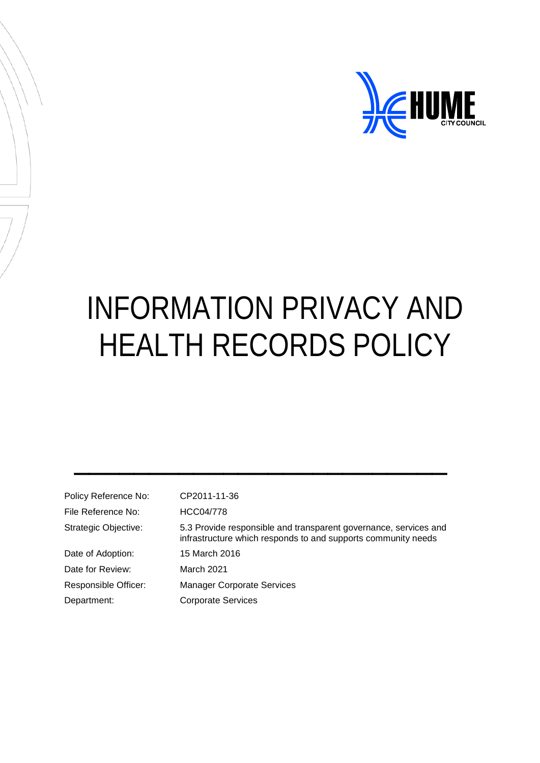HUME CITY COUNCIL

# INFORMATION PRIVACY AND HEALTH RECORDS POLICY

| | |
|---|---|
| Policy Reference No: | CP2011-11-36 |
| File Reference No: | HCC04/778 |
| Strategic Objective: | 5.3 Provide responsible and transparent governance, services and infrastructure which responds to and supports community needs |
| Date of Adoption: | 15 March 2016 |
| Date for Review: | March 2021 |
| Responsible Officer: | Manager Corporate Services |
| Department: | Corporate Services |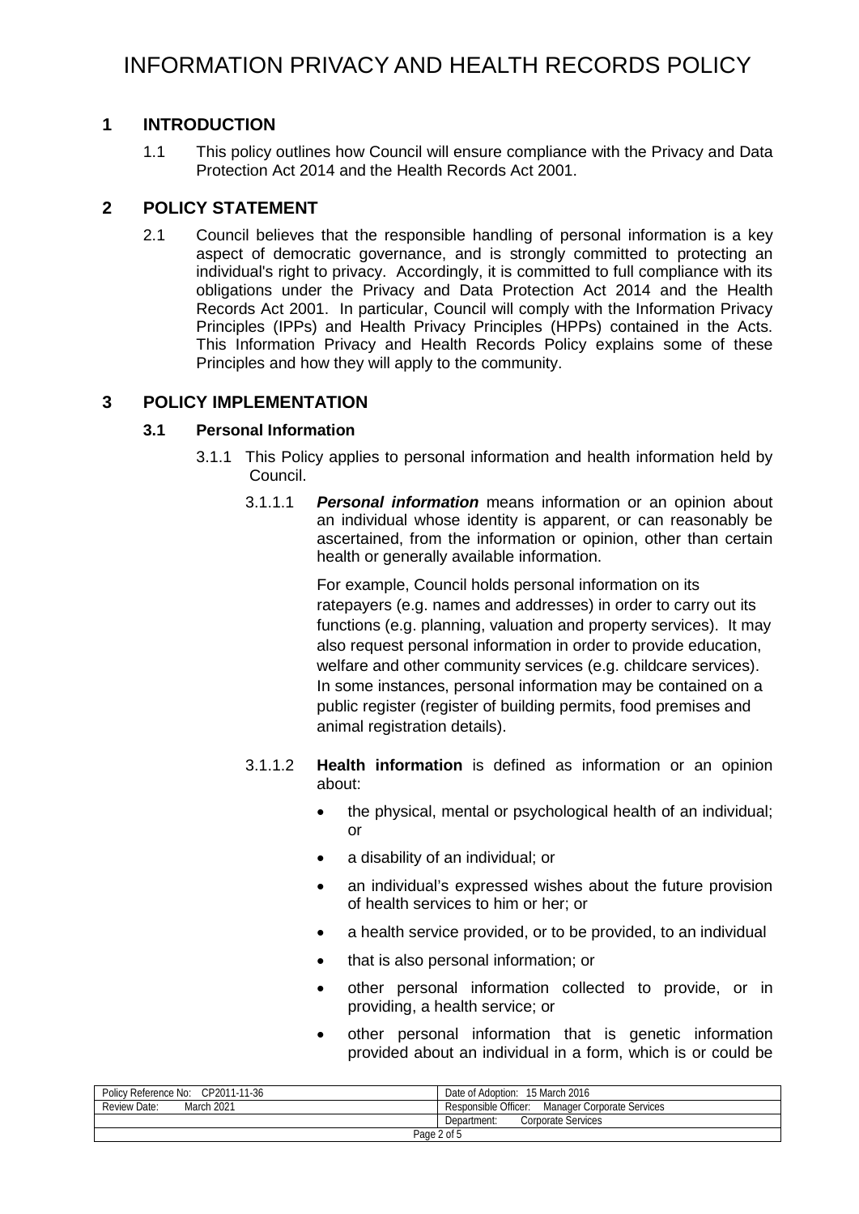# INFORMATION PRIVACY AND HEALTH RECORDS POLICY

## 1 INTRODUCTION

1.1 This policy outlines how Council will ensure compliance with the Privacy and Data Protection Act 2014 and the Health Records Act 2001.

## 2 POLICY STATEMENT

2.1 Council believes that the responsible handling of personal information is a key aspect of democratic governance, and is strongly committed to protecting an individual's right to privacy. Accordingly, it is committed to full compliance with its obligations under the Privacy and Data Protection Act 2014 and the Health Records Act 2001. In particular, Council will comply with the Information Privacy Principles (IPPs) and Health Privacy Principles (HPPs) contained in the Acts. This Information Privacy and Health Records Policy explains some of these Principles and how they will apply to the community.

## 3 POLICY IMPLEMENTATION

### 3.1 Personal Information

3.1.1 This Policy applies to personal information and health information held by Council.

3.1.1.1 ***Personal information*** means information or an opinion about an individual whose identity is apparent, or can reasonably be ascertained, from the information or opinion, other than certain health or generally available information.

For example, Council holds personal information on its ratepayers (e.g. names and addresses) in order to carry out its functions (e.g. planning, valuation and property services). It may also request personal information in order to provide education, welfare and other community services (e.g. childcare services). In some instances, personal information may be contained on a public register (register of building permits, food premises and animal registration details).

3.1.1.2 **Health information** is defined as information or an opinion about:

- the physical, mental or psychological health of an individual; or
- a disability of an individual; or
- an individual's expressed wishes about the future provision of health services to him or her; or
- a health service provided, or to be provided, to an individual
- that is also personal information; or
- other personal information collected to provide, or in providing, a health service; or
- other personal information that is genetic information provided about an individual in a form, which is or could be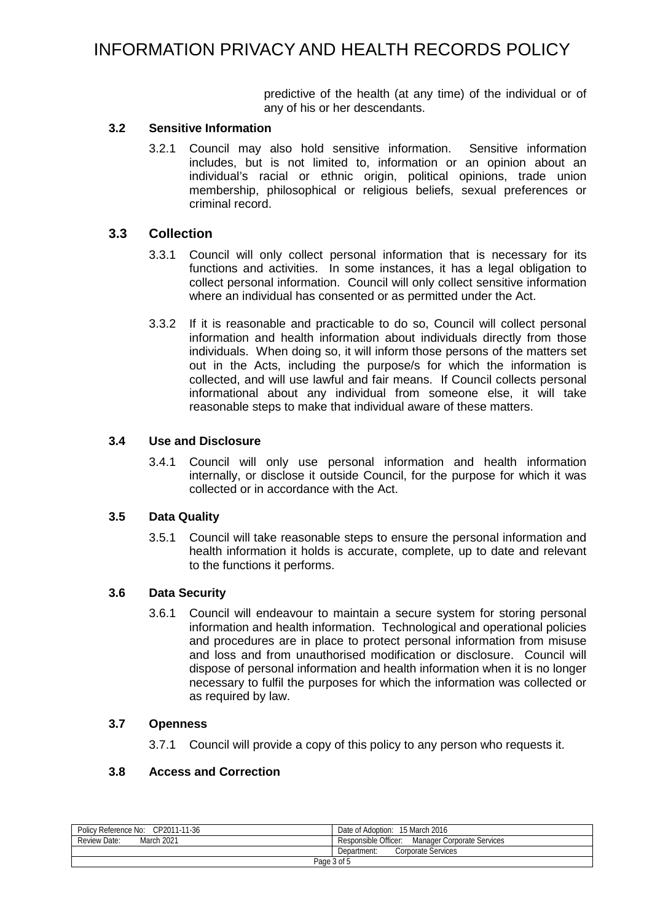predictive of the health (at any time) of the individual or of any of his or her descendants.

### 3.2 Sensitive Information

3.2.1 Council may also hold sensitive information. Sensitive information includes, but is not limited to, information or an opinion about an individual's racial or ethnic origin, political opinions, trade union membership, philosophical or religious beliefs, sexual preferences or criminal record.

### 3.3 Collection

3.3.1 Council will only collect personal information that is necessary for its functions and activities. In some instances, it has a legal obligation to collect personal information. Council will only collect sensitive information where an individual has consented or as permitted under the Act.

3.3.2 If it is reasonable and practicable to do so, Council will collect personal information and health information about individuals directly from those individuals. When doing so, it will inform those persons of the matters set out in the Acts, including the purpose/s for which the information is collected, and will use lawful and fair means. If Council collects personal informational about any individual from someone else, it will take reasonable steps to make that individual aware of these matters.

### 3.4 Use and Disclosure

3.4.1 Council will only use personal information and health information internally, or disclose it outside Council, for the purpose for which it was collected or in accordance with the Act.

### 3.5 Data Quality

3.5.1 Council will take reasonable steps to ensure the personal information and health information it holds is accurate, complete, up to date and relevant to the functions it performs.

### 3.6 Data Security

3.6.1 Council will endeavour to maintain a secure system for storing personal information and health information. Technological and operational policies and procedures are in place to protect personal information from misuse and loss and from unauthorised modification or disclosure. Council will dispose of personal information and health information when it is no longer necessary to fulfil the purposes for which the information was collected or as required by law.

### 3.7 Openness

3.7.1 Council will provide a copy of this policy to any person who requests it.

### 3.8 Access and Correction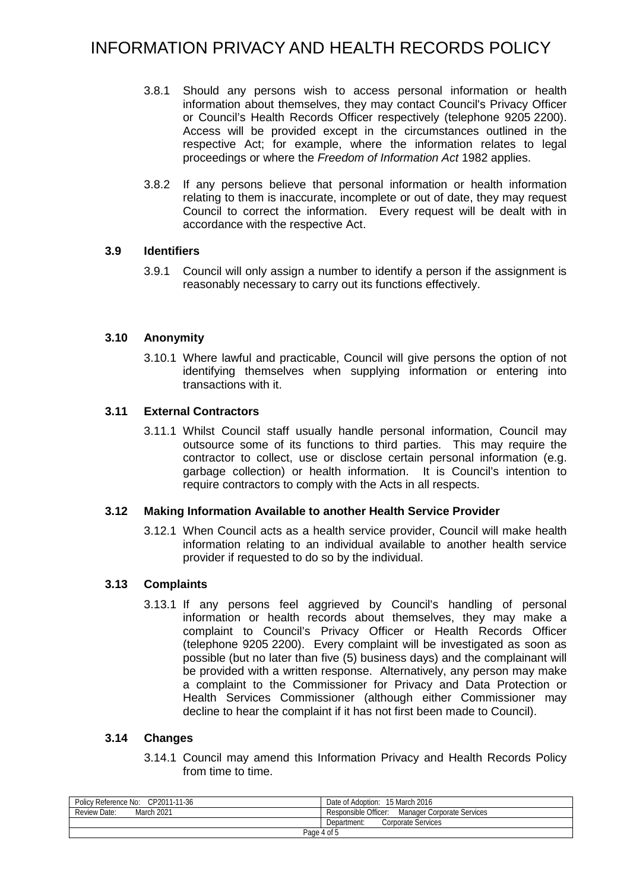3.8.1 Should any persons wish to access personal information or health information about themselves, they may contact Council's Privacy Officer or Council's Health Records Officer respectively (telephone 9205 2200). Access will be provided except in the circumstances outlined in the respective Act; for example, where the information relates to legal proceedings or where the *Freedom of Information Act* 1982 applies.

3.8.2 If any persons believe that personal information or health information relating to them is inaccurate, incomplete or out of date, they may request Council to correct the information. Every request will be dealt with in accordance with the respective Act.

### 3.9 Identifiers

3.9.1 Council will only assign a number to identify a person if the assignment is reasonably necessary to carry out its functions effectively.

### 3.10 Anonymity

3.10.1 Where lawful and practicable, Council will give persons the option of not identifying themselves when supplying information or entering into transactions with it.

### 3.11 External Contractors

3.11.1 Whilst Council staff usually handle personal information, Council may outsource some of its functions to third parties. This may require the contractor to collect, use or disclose certain personal information (e.g. garbage collection) or health information. It is Council's intention to require contractors to comply with the Acts in all respects.

### 3.12 Making Information Available to another Health Service Provider

3.12.1 When Council acts as a health service provider, Council will make health information relating to an individual available to another health service provider if requested to do so by the individual.

### 3.13 Complaints

3.13.1 If any persons feel aggrieved by Council's handling of personal information or health records about themselves, they may make a complaint to Council's Privacy Officer or Health Records Officer (telephone 9205 2200). Every complaint will be investigated as soon as possible (but no later than five (5) business days) and the complainant will be provided with a written response. Alternatively, any person may make a complaint to the Commissioner for Privacy and Data Protection or Health Services Commissioner (although either Commissioner may decline to hear the complaint if it has not first been made to Council).

### 3.14 Changes

3.14.1 Council may amend this Information Privacy and Health Records Policy from time to time.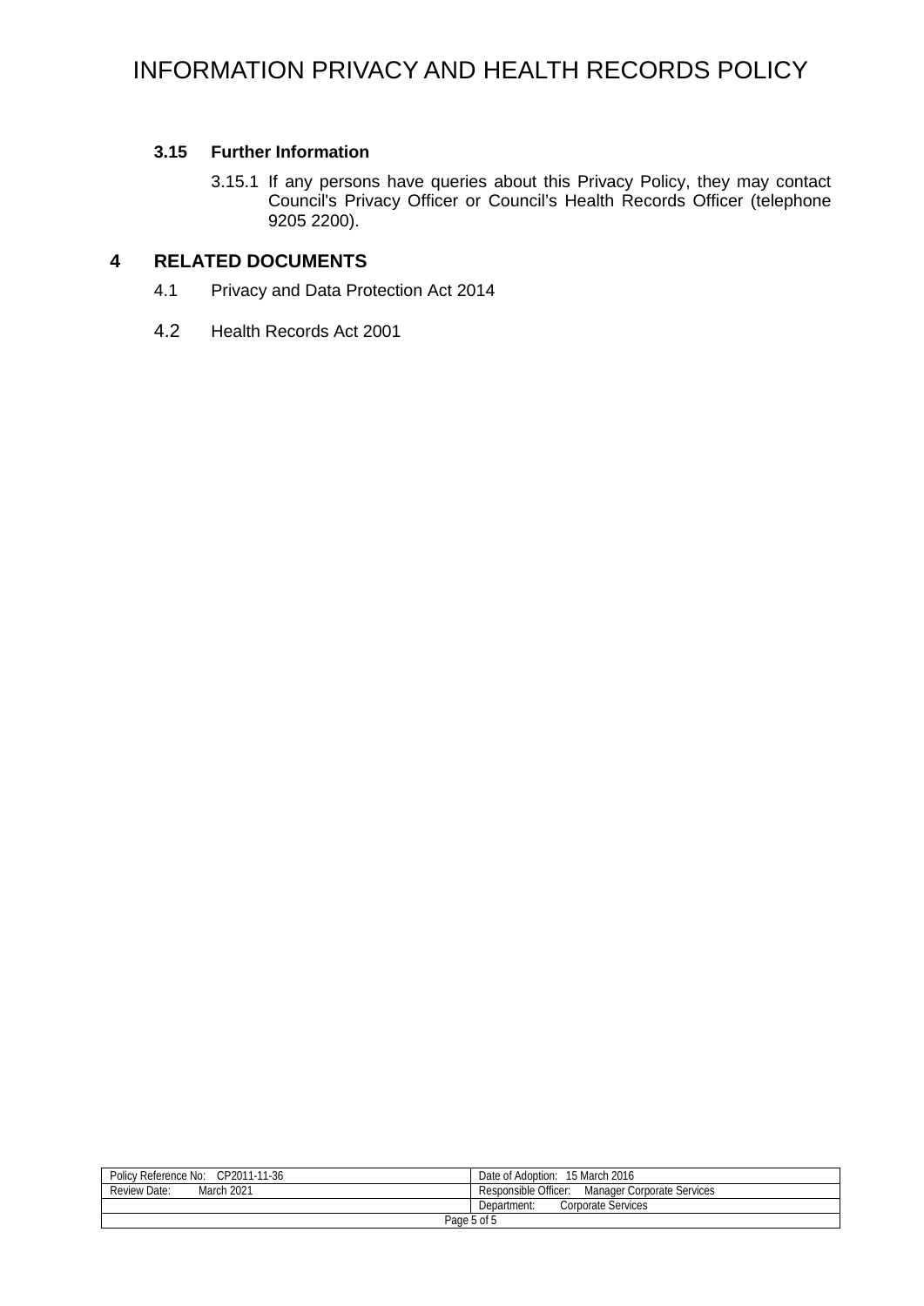### 3.15 Further Information

3.15.1 If any persons have queries about this Privacy Policy, they may contact Council's Privacy Officer or Council's Health Records Officer (telephone 9205 2200).

## 4 RELATED DOCUMENTS

4.1 Privacy and Data Protection Act 2014

4.2 Health Records Act 2001

| | |
|---|---|
| Policy Reference No: CP2011-11-36 | Date of Adoption: 15 March 2016 |
| Review Date: March 2021 | Responsible Officer: Manager Corporate Services |
| | Department: Corporate Services |